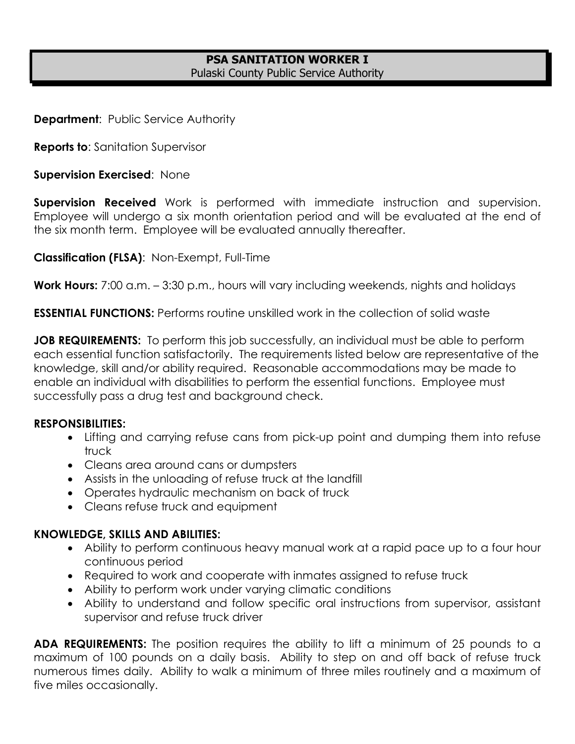# PSA SANITATION WORKER I
Pulaski County Public Service Authority

**Department**: Public Service Authority

**Reports to**: Sanitation Supervisor

**Supervision Exercised**: None

**Supervision Received** Work is performed with immediate instruction and supervision. Employee will undergo a six month orientation period and will be evaluated at the end of the six month term. Employee will be evaluated annually thereafter.

**Classification (FLSA)**: Non-Exempt, Full-Time

**Work Hours:** 7:00 a.m. – 3:30 p.m., hours will vary including weekends, nights and holidays

**ESSENTIAL FUNCTIONS:** Performs routine unskilled work in the collection of solid waste

**JOB REQUIREMENTS:** To perform this job successfully, an individual must be able to perform each essential function satisfactorily. The requirements listed below are representative of the knowledge, skill and/or ability required. Reasonable accommodations may be made to enable an individual with disabilities to perform the essential functions. Employee must successfully pass a drug test and background check.

**RESPONSIBILITIES:**

- Lifting and carrying refuse cans from pick-up point and dumping them into refuse truck
- Cleans area around cans or dumpsters
- Assists in the unloading of refuse truck at the landfill
- Operates hydraulic mechanism on back of truck
- Cleans refuse truck and equipment

**KNOWLEDGE, SKILLS AND ABILITIES:**

- Ability to perform continuous heavy manual work at a rapid pace up to a four hour continuous period
- Required to work and cooperate with inmates assigned to refuse truck
- Ability to perform work under varying climatic conditions
- Ability to understand and follow specific oral instructions from supervisor, assistant supervisor and refuse truck driver

**ADA REQUIREMENTS:** The position requires the ability to lift a minimum of 25 pounds to a maximum of 100 pounds on a daily basis. Ability to step on and off back of refuse truck numerous times daily. Ability to walk a minimum of three miles routinely and a maximum of five miles occasionally.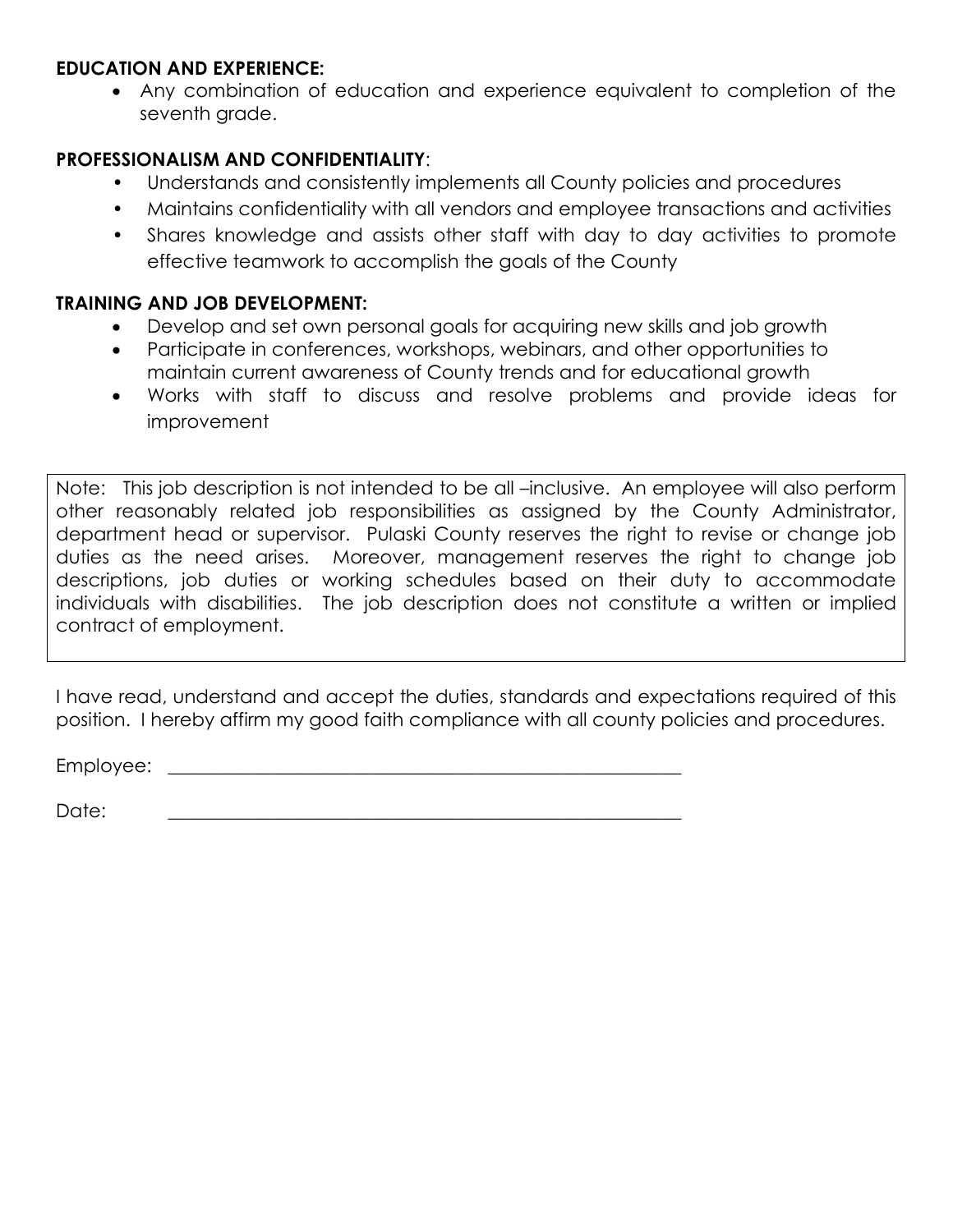**EDUCATION AND EXPERIENCE:**

- Any combination of education and experience equivalent to completion of the seventh grade.

**PROFESSIONALISM AND CONFIDENTIALITY**:

- Understands and consistently implements all County policies and procedures
- Maintains confidentiality with all vendors and employee transactions and activities
- Shares knowledge and assists other staff with day to day activities to promote effective teamwork to accomplish the goals of the County

**TRAINING AND JOB DEVELOPMENT:**

- Develop and set own personal goals for acquiring new skills and job growth
- Participate in conferences, workshops, webinars, and other opportunities to maintain current awareness of County trends and for educational growth
- Works with staff to discuss and resolve problems and provide ideas for improvement

Note: This job description is not intended to be all –inclusive. An employee will also perform other reasonably related job responsibilities as assigned by the County Administrator, department head or supervisor. Pulaski County reserves the right to revise or change job duties as the need arises. Moreover, management reserves the right to change job descriptions, job duties or working schedules based on their duty to accommodate individuals with disabilities. The job description does not constitute a written or implied contract of employment.

I have read, understand and accept the duties, standards and expectations required of this position. I hereby affirm my good faith compliance with all county policies and procedures.

Employee: ___________________________________________________________

Date: ___________________________________________________________